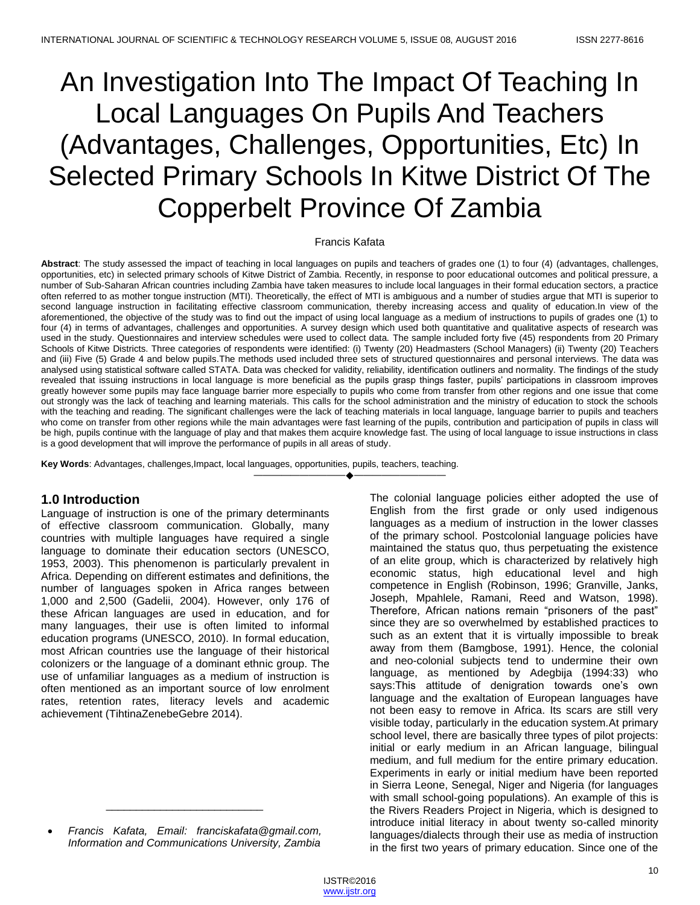# An Investigation Into The Impact Of Teaching In Local Languages On Pupils And Teachers (Advantages, Challenges, Opportunities, Etc) In Selected Primary Schools In Kitwe District Of The Copperbelt Province Of Zambia

Francis Kafata

**Abstract**: The study assessed the impact of teaching in local languages on pupils and teachers of grades one (1) to four (4) (advantages, challenges, opportunities, etc) in selected primary schools of Kitwe District of Zambia. Recently, in response to poor educational outcomes and political pressure, a number of Sub-Saharan African countries including Zambia have taken measures to include local languages in their formal education sectors, a practice often referred to as mother tongue instruction (MTI). Theoretically, the effect of MTI is ambiguous and a number of studies argue that MTI is superior to second language instruction in facilitating effective classroom communication, thereby increasing access and quality of education.In view of the aforementioned, the objective of the study was to find out the impact of using local language as a medium of instructions to pupils of grades one (1) to four (4) in terms of advantages, challenges and opportunities. A survey design which used both quantitative and qualitative aspects of research was used in the study. Questionnaires and interview schedules were used to collect data. The sample included forty five (45) respondents from 20 Primary Schools of Kitwe Districts. Three categories of respondents were identified: (i) Twenty (20) Headmasters (School Managers) (ii) Twenty (20) Teachers and (iii) Five (5) Grade 4 and below pupils.The methods used included three sets of structured questionnaires and personal interviews. The data was analysed using statistical software called STATA. Data was checked for validity, reliability, identification outliners and normality. The findings of the study revealed that issuing instructions in local language is more beneficial as the pupils grasp things faster, pupils' participations in classroom improves greatly however some pupils may face language barrier more especially to pupils who come from transfer from other regions and one issue that come out strongly was the lack of teaching and learning materials. This calls for the school administration and the ministry of education to stock the schools with the teaching and reading. The significant challenges were the lack of teaching materials in local language, language barrier to pupils and teachers who come on transfer from other regions while the main advantages were fast learning of the pupils, contribution and participation of pupils in class will be high, pupils continue with the language of play and that makes them acquire knowledge fast. The using of local language to issue instructions in class is a good development that will improve the performance of pupils in all areas of study.

**Key Words**: Advantages, challenges,Impact, local languages, opportunities, pupils, teachers, teaching.

## 1.0 Introduction

Language of instruction is one of the primary determinants of effective classroom communication. Globally, many countries with multiple languages have required a single language to dominate their education sectors (UNESCO, 1953, 2003). This phenomenon is particularly prevalent in Africa. Depending on different estimates and definitions, the number of languages spoken in Africa ranges between 1,000 and 2,500 (Gadelii, 2004). However, only 176 of these African languages are used in education, and for many languages, their use is often limited to informal education programs (UNESCO, 2010). In formal education, most African countries use the language of their historical colonizers or the language of a dominant ethnic group. The use of unfamiliar languages as a medium of instruction is often mentioned as an important source of low enrolment rates, retention rates, literacy levels and academic achievement (TihtinaZenebeGebre 2014).

- *Francis Kafata, Email: franciskafata@gmail.com, Information and Communications University, Zambia*

The colonial language policies either adopted the use of English from the first grade or only used indigenous languages as a medium of instruction in the lower classes of the primary school. Postcolonial language policies have maintained the status quo, thus perpetuating the existence of an elite group, which is characterized by relatively high economic status, high educational level and high competence in English (Robinson, 1996; Granville, Janks, Joseph, Mpahlele, Ramani, Reed and Watson, 1998). Therefore, African nations remain "prisoners of the past" since they are so overwhelmed by established practices to such as an extent that it is virtually impossible to break away from them (Bamgbose, 1991). Hence, the colonial and neo-colonial subjects tend to undermine their own language, as mentioned by Adegbija (1994:33) who says:This attitude of denigration towards one's own language and the exaltation of European languages have not been easy to remove in Africa. Its scars are still very visible today, particularly in the education system.At primary school level, there are basically three types of pilot projects: initial or early medium in an African language, bilingual medium, and full medium for the entire primary education. Experiments in early or initial medium have been reported in Sierra Leone, Senegal, Niger and Nigeria (for languages with small school-going populations). An example of this is the Rivers Readers Project in Nigeria, which is designed to introduce initial literacy in about twenty so-called minority languages/dialects through their use as media of instruction in the first two years of primary education. Since one of the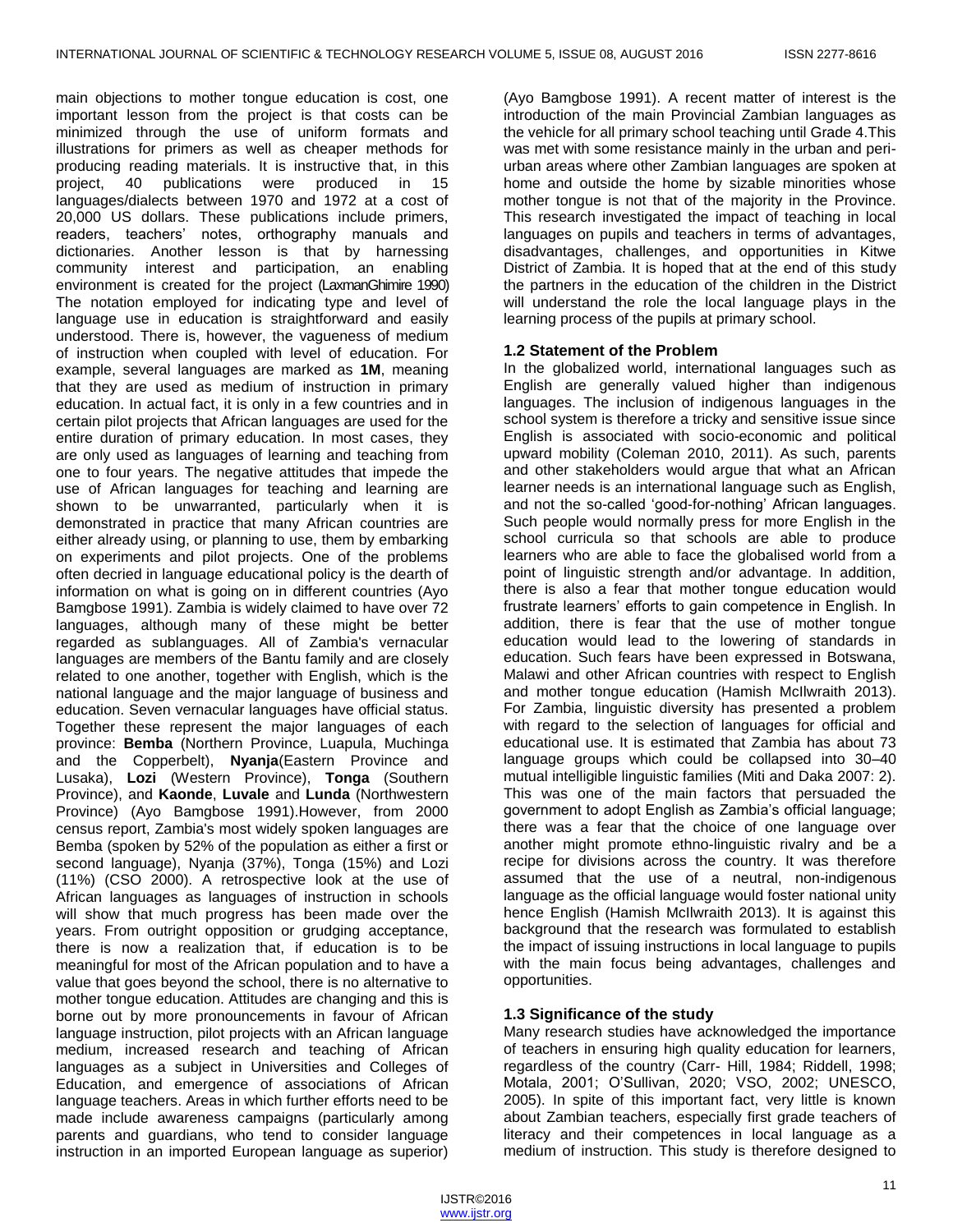main objections to mother tongue education is cost, one important lesson from the project is that costs can be minimized through the use of uniform formats and illustrations for primers as well as cheaper methods for producing reading materials. It is instructive that, in this project, 40 publications were produced in 15 languages/dialects between 1970 and 1972 at a cost of 20,000 US dollars. These publications include primers, readers, teachers' notes, orthography manuals and dictionaries. Another lesson is that by harnessing community interest and participation, an enabling environment is created for the project (LaxmanGhimire 1990) The notation employed for indicating type and level of language use in education is straightforward and easily understood. There is, however, the vagueness of medium of instruction when coupled with level of education. For example, several languages are marked as **1M**, meaning that they are used as medium of instruction in primary education. In actual fact, it is only in a few countries and in certain pilot projects that African languages are used for the entire duration of primary education. In most cases, they are only used as languages of learning and teaching from one to four years. The negative attitudes that impede the use of African languages for teaching and learning are shown to be unwarranted, particularly when it is demonstrated in practice that many African countries are either already using, or planning to use, them by embarking on experiments and pilot projects. One of the problems often decried in language educational policy is the dearth of information on what is going on in different countries (Ayo Bamgbose 1991). Zambia is widely claimed to have over 72 languages, although many of these might be better regarded as sublanguages. All of Zambia's vernacular languages are members of the Bantu family and are closely related to one another, together with English, which is the national language and the major language of business and education. Seven vernacular languages have official status. Together these represent the major languages of each province: **Bemba** (Northern Province, Luapula, Muchinga and the Copperbelt), **Nyanja**(Eastern Province and Lusaka), **Lozi** (Western Province), **Tonga** (Southern Province), and **Kaonde**, **Luvale** and **Lunda** (Northwestern Province) (Ayo Bamgbose 1991).However, from 2000 census report, Zambia's most widely spoken languages are Bemba (spoken by 52% of the population as either a first or second language), Nyanja (37%), Tonga (15%) and Lozi (11%) (CSO 2000). A retrospective look at the use of African languages as languages of instruction in schools will show that much progress has been made over the years. From outright opposition or grudging acceptance, there is now a realization that, if education is to be meaningful for most of the African population and to have a value that goes beyond the school, there is no alternative to mother tongue education. Attitudes are changing and this is borne out by more pronouncements in favour of African language instruction, pilot projects with an African language medium, increased research and teaching of African languages as a subject in Universities and Colleges of Education, and emergence of associations of African language teachers. Areas in which further efforts need to be made include awareness campaigns (particularly among parents and guardians, who tend to consider language instruction in an imported European language as superior) (Ayo Bamgbose 1991). A recent matter of interest is the introduction of the main Provincial Zambian languages as the vehicle for all primary school teaching until Grade 4.This was met with some resistance mainly in the urban and peri-urban areas where other Zambian languages are spoken at home and outside the home by sizable minorities whose mother tongue is not that of the majority in the Province. This research investigated the impact of teaching in local languages on pupils and teachers in terms of advantages, disadvantages, challenges, and opportunities in Kitwe District of Zambia. It is hoped that at the end of this study the partners in the education of the children in the District will understand the role the local language plays in the learning process of the pupils at primary school.

### 1.2 Statement of the Problem

In the globalized world, international languages such as English are generally valued higher than indigenous languages. The inclusion of indigenous languages in the school system is therefore a tricky and sensitive issue since English is associated with socio-economic and political upward mobility (Coleman 2010, 2011). As such, parents and other stakeholders would argue that what an African learner needs is an international language such as English, and not the so-called 'good-for-nothing' African languages. Such people would normally press for more English in the school curricula so that schools are able to produce learners who are able to face the globalised world from a point of linguistic strength and/or advantage. In addition, there is also a fear that mother tongue education would frustrate learners' efforts to gain competence in English. In addition, there is fear that the use of mother tongue education would lead to the lowering of standards in education. Such fears have been expressed in Botswana, Malawi and other African countries with respect to English and mother tongue education (Hamish McIlwraith 2013). For Zambia, linguistic diversity has presented a problem with regard to the selection of languages for official and educational use. It is estimated that Zambia has about 73 language groups which could be collapsed into 30–40 mutual intelligible linguistic families (Miti and Daka 2007: 2). This was one of the main factors that persuaded the government to adopt English as Zambia's official language; there was a fear that the choice of one language over another might promote ethno-linguistic rivalry and be a recipe for divisions across the country. It was therefore assumed that the use of a neutral, non-indigenous language as the official language would foster national unity hence English (Hamish McIlwraith 2013). It is against this background that the research was formulated to establish the impact of issuing instructions in local language to pupils with the main focus being advantages, challenges and opportunities.

### 1.3 Significance of the study

Many research studies have acknowledged the importance of teachers in ensuring high quality education for learners, regardless of the country (Carr- Hill, 1984; Riddell, 1998; Motala, 2001; O'Sullivan, 2020; VSO, 2002; UNESCO, 2005). In spite of this important fact, very little is known about Zambian teachers, especially first grade teachers of literacy and their competences in local language as a medium of instruction. This study is therefore designed to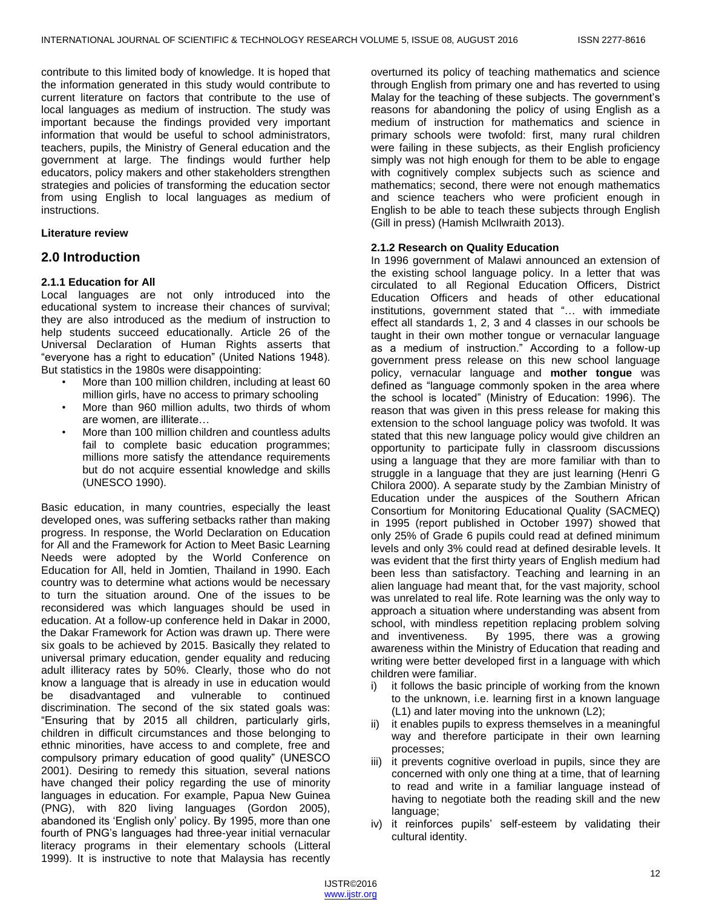contribute to this limited body of knowledge. It is hoped that the information generated in this study would contribute to current literature on factors that contribute to the use of local languages as medium of instruction. The study was important because the findings provided very important information that would be useful to school administrators, teachers, pupils, the Ministry of General education and the government at large. The findings would further help educators, policy makers and other stakeholders strengthen strategies and policies of transforming the education sector from using English to local languages as medium of instructions.

**Literature review**

## 2.0 Introduction

### 2.1.1 Education for All

Local languages are not only introduced into the educational system to increase their chances of survival; they are also introduced as the medium of instruction to help students succeed educationally. Article 26 of the Universal Declaration of Human Rights asserts that "everyone has a right to education" (United Nations 1948). But statistics in the 1980s were disappointing:

- More than 100 million children, including at least 60 million girls, have no access to primary schooling
- More than 960 million adults, two thirds of whom are women, are illiterate…
- More than 100 million children and countless adults fail to complete basic education programmes; millions more satisfy the attendance requirements but do not acquire essential knowledge and skills (UNESCO 1990).

Basic education, in many countries, especially the least developed ones, was suffering setbacks rather than making progress. In response, the World Declaration on Education for All and the Framework for Action to Meet Basic Learning Needs were adopted by the World Conference on Education for All, held in Jomtien, Thailand in 1990. Each country was to determine what actions would be necessary to turn the situation around. One of the issues to be reconsidered was which languages should be used in education. At a follow-up conference held in Dakar in 2000, the Dakar Framework for Action was drawn up. There were six goals to be achieved by 2015. Basically they related to universal primary education, gender equality and reducing adult illiteracy rates by 50%. Clearly, those who do not know a language that is already in use in education would be disadvantaged and vulnerable to continued discrimination. The second of the six stated goals was: "Ensuring that by 2015 all children, particularly girls, children in difficult circumstances and those belonging to ethnic minorities, have access to and complete, free and compulsory primary education of good quality" (UNESCO 2001). Desiring to remedy this situation, several nations have changed their policy regarding the use of minority languages in education. For example, Papua New Guinea (PNG), with 820 living languages (Gordon 2005), abandoned its 'English only' policy. By 1995, more than one fourth of PNG's languages had three-year initial vernacular literacy programs in their elementary schools (Litteral 1999). It is instructive to note that Malaysia has recently overturned its policy of teaching mathematics and science through English from primary one and has reverted to using Malay for the teaching of these subjects. The government's reasons for abandoning the policy of using English as a medium of instruction for mathematics and science in primary schools were twofold: first, many rural children were failing in these subjects, as their English proficiency simply was not high enough for them to be able to engage with cognitively complex subjects such as science and mathematics; second, there were not enough mathematics and science teachers who were proficient enough in English to be able to teach these subjects through English (Gill in press) (Hamish McIlwraith 2013).

### 2.1.2 Research on Quality Education

In 1996 government of Malawi announced an extension of the existing school language policy. In a letter that was circulated to all Regional Education Officers, District Education Officers and heads of other educational institutions, government stated that "… with immediate effect all standards 1, 2, 3 and 4 classes in our schools be taught in their own mother tongue or vernacular language as a medium of instruction." According to a follow-up government press release on this new school language policy, vernacular language and **mother tongue** was defined as "language commonly spoken in the area where the school is located" (Ministry of Education: 1996). The reason that was given in this press release for making this extension to the school language policy was twofold. It was stated that this new language policy would give children an opportunity to participate fully in classroom discussions using a language that they are more familiar with than to struggle in a language that they are just learning (Henri G Chilora 2000). A separate study by the Zambian Ministry of Education under the auspices of the Southern African Consortium for Monitoring Educational Quality (SACMEQ) in 1995 (report published in October 1997) showed that only 25% of Grade 6 pupils could read at defined minimum levels and only 3% could read at defined desirable levels. It was evident that the first thirty years of English medium had been less than satisfactory. Teaching and learning in an alien language had meant that, for the vast majority, school was unrelated to real life. Rote learning was the only way to approach a situation where understanding was absent from school, with mindless repetition replacing problem solving and inventiveness. By 1995, there was a growing awareness within the Ministry of Education that reading and writing were better developed first in a language with which children were familiar.

i) it follows the basic principle of working from the known to the unknown, i.e. learning first in a known language (L1) and later moving into the unknown (L2);
ii) it enables pupils to express themselves in a meaningful way and therefore participate in their own learning processes;
iii) it prevents cognitive overload in pupils, since they are concerned with only one thing at a time, that of learning to read and write in a familiar language instead of having to negotiate both the reading skill and the new language;
iv) it reinforces pupils' self-esteem by validating their cultural identity.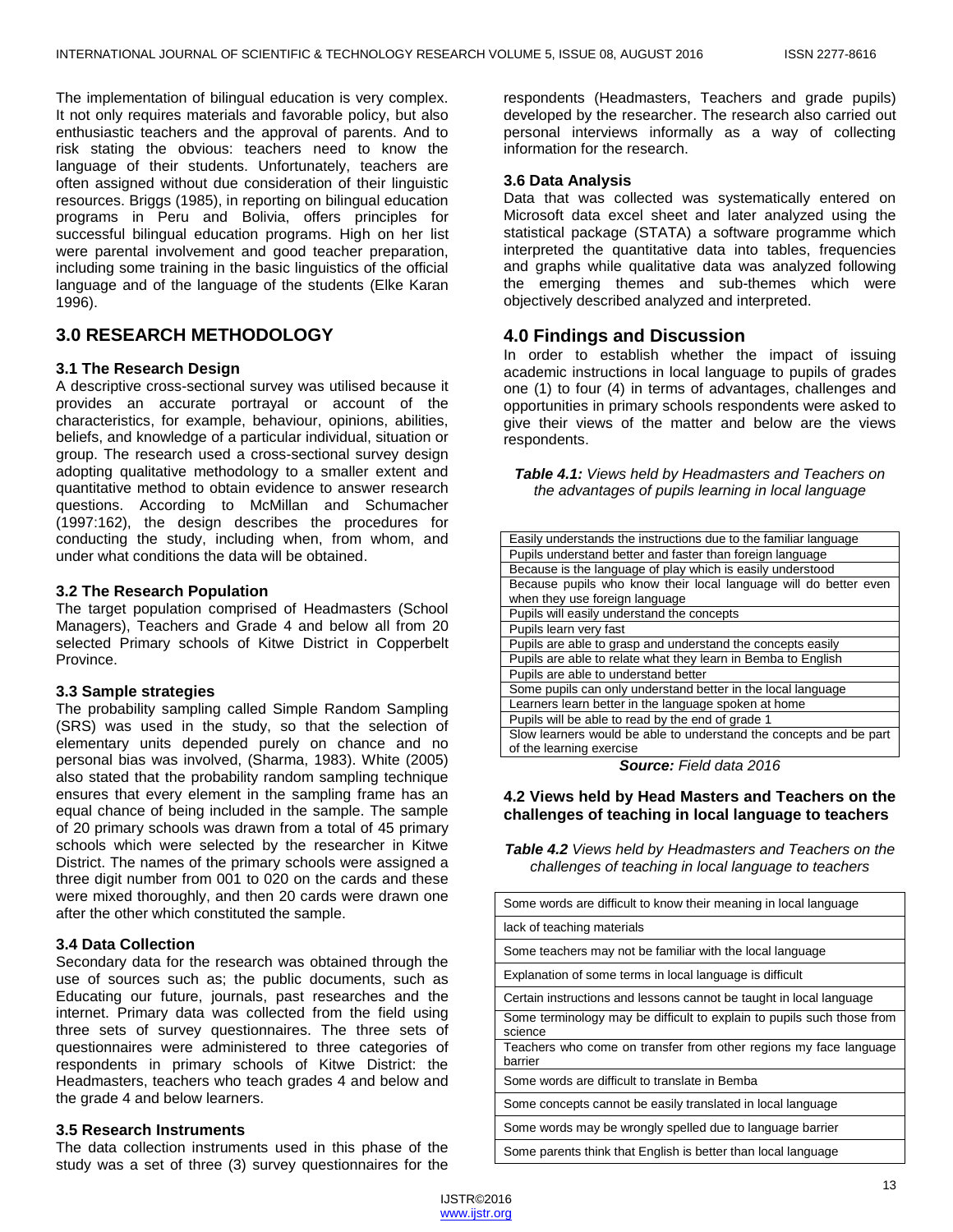The implementation of bilingual education is very complex. It not only requires materials and favorable policy, but also enthusiastic teachers and the approval of parents. And to risk stating the obvious: teachers need to know the language of their students. Unfortunately, teachers are often assigned without due consideration of their linguistic resources. Briggs (1985), in reporting on bilingual education programs in Peru and Bolivia, offers principles for successful bilingual education programs. High on her list were parental involvement and good teacher preparation, including some training in the basic linguistics of the official language and of the language of the students (Elke Karan 1996).

## 3.0 RESEARCH METHODOLOGY

### 3.1 The Research Design

A descriptive cross-sectional survey was utilised because it provides an accurate portrayal or account of the characteristics, for example, behaviour, opinions, abilities, beliefs, and knowledge of a particular individual, situation or group. The research used a cross-sectional survey design adopting qualitative methodology to a smaller extent and quantitative method to obtain evidence to answer research questions. According to McMillan and Schumacher (1997:162), the design describes the procedures for conducting the study, including when, from whom, and under what conditions the data will be obtained.

### 3.2 The Research Population

The target population comprised of Headmasters (School Managers), Teachers and Grade 4 and below all from 20 selected Primary schools of Kitwe District in Copperbelt Province.

### 3.3 Sample strategies

The probability sampling called Simple Random Sampling (SRS) was used in the study, so that the selection of elementary units depended purely on chance and no personal bias was involved, (Sharma, 1983). White (2005) also stated that the probability random sampling technique ensures that every element in the sampling frame has an equal chance of being included in the sample. The sample of 20 primary schools was drawn from a total of 45 primary schools which were selected by the researcher in Kitwe District. The names of the primary schools were assigned a three digit number from 001 to 020 on the cards and these were mixed thoroughly, and then 20 cards were drawn one after the other which constituted the sample.

### 3.4 Data Collection

Secondary data for the research was obtained through the use of sources such as; the public documents, such as Educating our future, journals, past researches and the internet. Primary data was collected from the field using three sets of survey questionnaires. The three sets of questionnaires were administered to three categories of respondents in primary schools of Kitwe District: the Headmasters, teachers who teach grades 4 and below and the grade 4 and below learners.

### 3.5 Research Instruments

The data collection instruments used in this phase of the study was a set of three (3) survey questionnaires for the respondents (Headmasters, Teachers and grade pupils) developed by the researcher. The research also carried out personal interviews informally as a way of collecting information for the research.

### 3.6 Data Analysis

Data that was collected was systematically entered on Microsoft data excel sheet and later analyzed using the statistical package (STATA) a software programme which interpreted the quantitative data into tables, frequencies and graphs while qualitative data was analyzed following the emerging themes and sub-themes which were objectively described analyzed and interpreted.

## 4.0 Findings and Discussion

In order to establish whether the impact of issuing academic instructions in local language to pupils of grades one (1) to four (4) in terms of advantages, challenges and opportunities in primary schools respondents were asked to give their views of the matter and below are the views respondents.

***Table 4.1:*** *Views held by Headmasters and Teachers on the advantages of pupils learning in local language*

| |
|---|
| Easily understands the instructions due to the familiar language |
| Pupils understand better and faster than foreign language |
| Because is the language of play which is easily understood |
| Because pupils who know their local language will do better even when they use foreign language |
| Pupils will easily understand the concepts |
| Pupils learn very fast |
| Pupils are able to grasp and understand the concepts easily |
| Pupils are able to relate what they learn in Bemba to English |
| Pupils are able to understand better |
| Some pupils can only understand better in the local language |
| Learners learn better in the language spoken at home |
| Pupils will be able to read by the end of grade 1 |
| Slow learners would be able to understand the concepts and be part of the learning exercise |

***Source:*** *Field data 2016*

### 4.2 Views held by Head Masters and Teachers on the challenges of teaching in local language to teachers

***Table 4.2*** *Views held by Headmasters and Teachers on the challenges of teaching in local language to teachers*

| |
|---|
| Some words are difficult to know their meaning in local language |
| lack of teaching materials |
| Some teachers may not be familiar with the local language |
| Explanation of some terms in local language is difficult |
| Certain instructions and lessons cannot be taught in local language |
| Some terminology may be difficult to explain to pupils such those from science |
| Teachers who come on transfer from other regions my face language barrier |
| Some words are difficult to translate in Bemba |
| Some concepts cannot be easily translated in local language |
| Some words may be wrongly spelled due to language barrier |
| Some parents think that English is better than local language |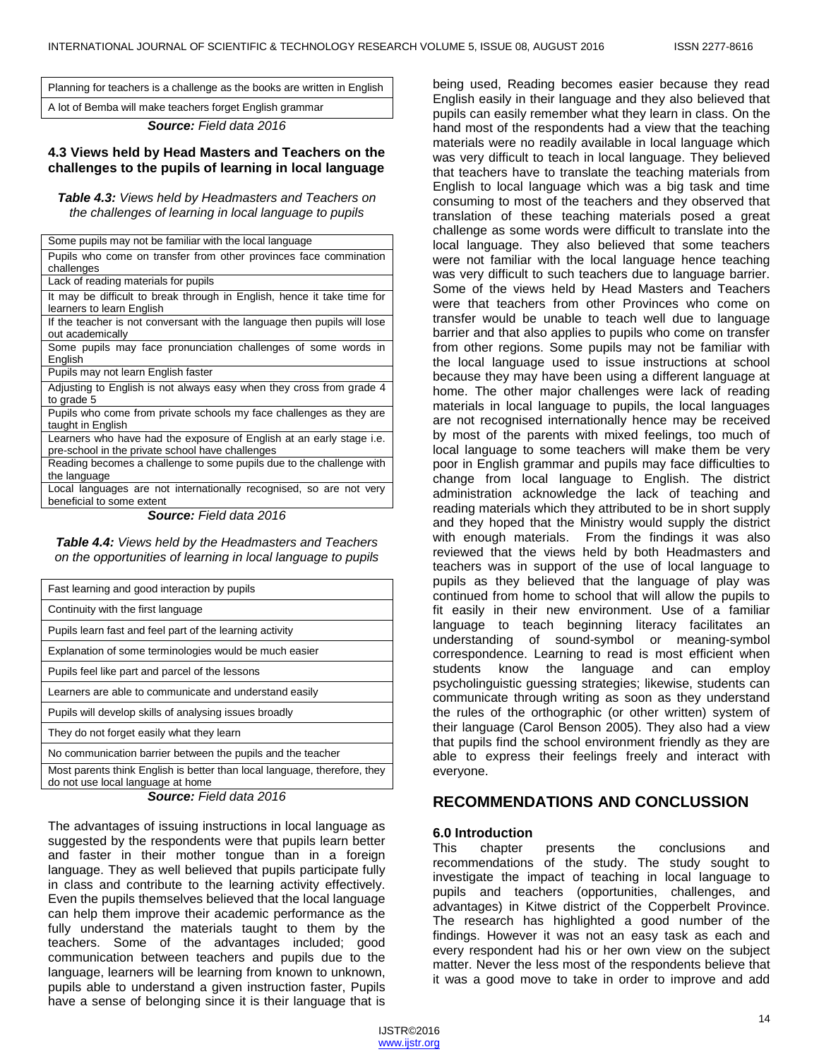| Planning for teachers is a challenge as the books are written in English |
|---|
| A lot of Bemba will make teachers forget English grammar |

***Source:*** *Field data 2016*

### 4.3 Views held by Head Masters and Teachers on the challenges to the pupils of learning in local language

***Table 4.3:*** *Views held by Headmasters and Teachers on the challenges of learning in local language to pupils*

| Some pupils may not be familiar with the local language |
|---|
| Pupils who come on transfer from other provinces face commination challenges |
| Lack of reading materials for pupils |
| It may be difficult to break through in English, hence it take time for learners to learn English |
| If the teacher is not conversant with the language then pupils will lose out academically |
| Some pupils may face pronunciation challenges of some words in English |
| Pupils may not learn English faster |
| Adjusting to English is not always easy when they cross from grade 4 to grade 5 |
| Pupils who come from private schools my face challenges as they are taught in English |
| Learners who have had the exposure of English at an early stage i.e. pre-school in the private school have challenges |
| Reading becomes a challenge to some pupils due to the challenge with the language |
| Local languages are not internationally recognised, so are not very beneficial to some extent |

***Source:*** *Field data 2016*

***Table 4.4:*** *Views held by the Headmasters and Teachers on the opportunities of learning in local language to pupils*

| Fast learning and good interaction by pupils |
|---|
| Continuity with the first language |
| Pupils learn fast and feel part of the learning activity |
| Explanation of some terminologies would be much easier |
| Pupils feel like part and parcel of the lessons |
| Learners are able to communicate and understand easily |
| Pupils will develop skills of analysing issues broadly |
| They do not forget easily what they learn |
| No communication barrier between the pupils and the teacher |
| Most parents think English is better than local language, therefore, they do not use local language at home |

***Source:*** *Field data 2016*

The advantages of issuing instructions in local language as suggested by the respondents were that pupils learn better and faster in their mother tongue than in a foreign language. They as well believed that pupils participate fully in class and contribute to the learning activity effectively. Even the pupils themselves believed that the local language can help them improve their academic performance as the fully understand the materials taught to them by the teachers. Some of the advantages included; good communication between teachers and pupils due to the language, learners will be learning from known to unknown, pupils able to understand a given instruction faster, Pupils have a sense of belonging since it is their language that is being used, Reading becomes easier because they read English easily in their language and they also believed that pupils can easily remember what they learn in class. On the hand most of the respondents had a view that the teaching materials were no readily available in local language which was very difficult to teach in local language. They believed that teachers have to translate the teaching materials from English to local language which was a big task and time consuming to most of the teachers and they observed that translation of these teaching materials posed a great challenge as some words were difficult to translate into the local language. They also believed that some teachers were not familiar with the local language hence teaching was very difficult to such teachers due to language barrier. Some of the views held by Head Masters and Teachers were that teachers from other Provinces who come on transfer would be unable to teach well due to language barrier and that also applies to pupils who come on transfer from other regions. Some pupils may not be familiar with the local language used to issue instructions at school because they may have been using a different language at home. The other major challenges were lack of reading materials in local language to pupils, the local languages are not recognised internationally hence may be received by most of the parents with mixed feelings, too much of local language to some teachers will make them be very poor in English grammar and pupils may face difficulties to change from local language to English. The district administration acknowledge the lack of teaching and reading materials which they attributed to be in short supply and they hoped that the Ministry would supply the district with enough materials. From the findings it was also reviewed that the views held by both Headmasters and teachers was in support of the use of local language to pupils as they believed that the language of play was continued from home to school that will allow the pupils to fit easily in their new environment. Use of a familiar language to teach beginning literacy facilitates an understanding of sound-symbol or meaning-symbol correspondence. Learning to read is most efficient when students know the language and can employ psycholinguistic guessing strategies; likewise, students can communicate through writing as soon as they understand the rules of the orthographic (or other written) system of their language (Carol Benson 2005). They also had a view that pupils find the school environment friendly as they are able to express their feelings freely and interact with everyone.

## RECOMMENDATIONS AND CONCLUSSION

### 6.0 Introduction

This chapter presents the conclusions and recommendations of the study. The study sought to investigate the impact of teaching in local language to pupils and teachers (opportunities, challenges, and advantages) in Kitwe district of the Copperbelt Province. The research has highlighted a good number of the findings. However it was not an easy task as each and every respondent had his or her own view on the subject matter. Never the less most of the respondents believe that it was a good move to take in order to improve and add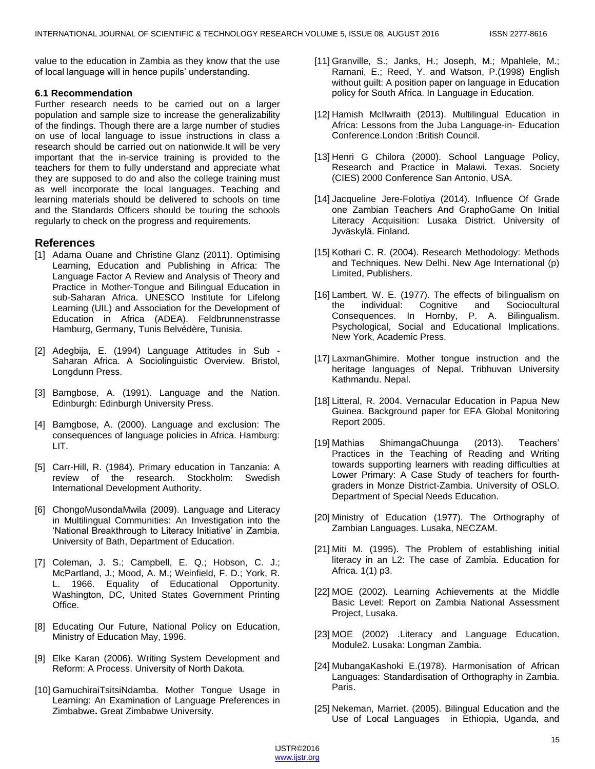value to the education in Zambia as they know that the use of local language will in hence pupils' understanding.

### 6.1 Recommendation

Further research needs to be carried out on a larger population and sample size to increase the generalizability of the findings. Though there are a large number of studies on use of local language to issue instructions in class a research should be carried out on nationwide.It will be very important that the in-service training is provided to the teachers for them to fully understand and appreciate what they are supposed to do and also the college training must as well incorporate the local languages. Teaching and learning materials should be delivered to schools on time and the Standards Officers should be touring the schools regularly to check on the progress and requirements.

## References

[1] Adama Ouane and Christine Glanz (2011). Optimising Learning, Education and Publishing in Africa: The Language Factor A Review and Analysis of Theory and Practice in Mother-Tongue and Bilingual Education in sub-Saharan Africa. UNESCO Institute for Lifelong Learning (UIL) and Association for the Development of Education in Africa (ADEA). Feldbrunnenstrasse Hamburg, Germany, Tunis Belvédère, Tunisia.

[2] Adegbija, E. (1994) Language Attitudes in Sub - Saharan Africa. A Sociolinguistic Overview. Bristol, Longdunn Press.

[3] Bamgbose, A. (1991). Language and the Nation. Edinburgh: Edinburgh University Press.

[4] Bamgbose, A. (2000). Language and exclusion: The consequences of language policies in Africa. Hamburg: LIT.

[5] Carr-Hill, R. (1984). Primary education in Tanzania: A review of the research. Stockholm: Swedish International Development Authority.

[6] ChongoMusondaMwila (2009). Language and Literacy in Multilingual Communities: An Investigation into the 'National Breakthrough to Literacy Initiative' in Zambia. University of Bath, Department of Education.

[7] Coleman, J. S.; Campbell, E. Q.; Hobson, C. J.; McPartland, J.; Mood, A. M.; Weinfield, F. D.; York, R. L. 1966. Equality of Educational Opportunity. Washington, DC, United States Government Printing Office.

[8] Educating Our Future, National Policy on Education, Ministry of Education May, 1996.

[9] Elke Karan (2006). Writing System Development and Reform: A Process. University of North Dakota.

[10] GamuchiraiTsitsiNdamba. Mother Tongue Usage in Learning: An Examination of Language Preferences in Zimbabwe**.** Great Zimbabwe University.

[11] Granville, S.; Janks, H.; Joseph, M.; Mpahlele, M.; Ramani, E.; Reed, Y. and Watson, P.(1998) English without guilt: A position paper on language in Education policy for South Africa. In Language in Education.

[12] Hamish McIlwraith (2013). Multilingual Education in Africa: Lessons from the Juba Language-in- Education Conference.London :British Council.

[13] Henri G Chilora (2000). School Language Policy, Research and Practice in Malawi. Texas. Society (CIES) 2000 Conference San Antonio, USA.

[14] Jacqueline Jere-Folotiya (2014). Influence Of Grade one Zambian Teachers And GraphoGame On Initial Literacy Acquisition: Lusaka District. University of Jyväskylä. Finland.

[15] Kothari C. R. (2004). Research Methodology: Methods and Techniques. New Delhi. New Age International (p) Limited, Publishers.

[16] Lambert, W. E. (1977). The effects of bilingualism on the individual: Cognitive and Sociocultural Consequences. In Hornby, P. A. Bilingualism. Psychological, Social and Educational Implications. New York, Academic Press.

[17] LaxmanGhimire. Mother tongue instruction and the heritage languages of Nepal. Tribhuvan University Kathmandu. Nepal.

[18] Litteral, R. 2004. Vernacular Education in Papua New Guinea. Background paper for EFA Global Monitoring Report 2005.

[19] Mathias ShimangaChuunga (2013). Teachers' Practices in the Teaching of Reading and Writing towards supporting learners with reading difficulties at Lower Primary: A Case Study of teachers for fourth-graders in Monze District-Zambia. University of OSLO. Department of Special Needs Education.

[20] Ministry of Education (1977). The Orthography of Zambian Languages. Lusaka, NECZAM.

[21] Miti M. (1995). The Problem of establishing initial literacy in an L2: The case of Zambia. Education for Africa. 1(1) p3.

[22] MOE (2002). Learning Achievements at the Middle Basic Level: Report on Zambia National Assessment Project, Lusaka.

[23] MOE (2002) .Literacy and Language Education. Module2. Lusaka: Longman Zambia.

[24] MubangaKashoki E.(1978). Harmonisation of African Languages: Standardisation of Orthography in Zambia. Paris.

[25] Nekeman, Marriet. (2005). Bilingual Education and the Use of Local Languages in Ethiopia, Uganda, and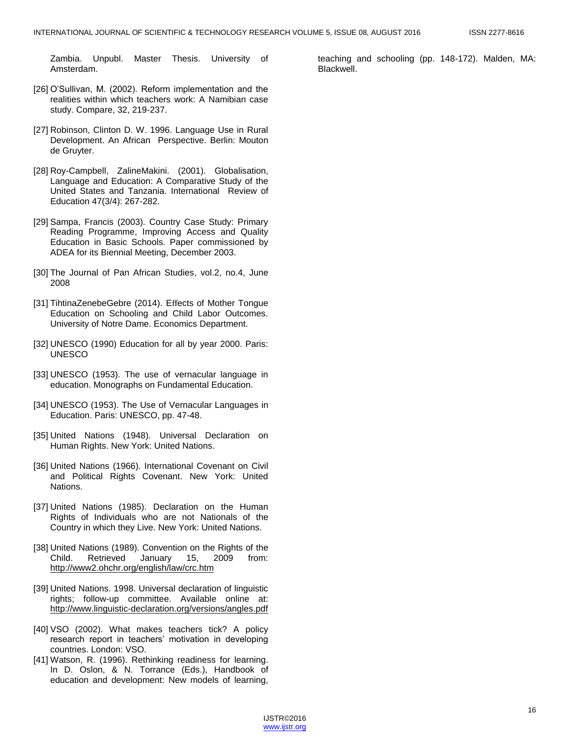Zambia. Unpubl. Master Thesis. University of Amsterdam.

[26] O'Sullivan, M. (2002). Reform implementation and the realities within which teachers work: A Namibian case study. Compare, 32, 219-237.

[27] Robinson, Clinton D. W. 1996. Language Use in Rural Development. An African Perspective. Berlin: Mouton de Gruyter.

[28] Roy-Campbell, ZalineMakini. (2001). Globalisation, Language and Education: A Comparative Study of the United States and Tanzania. International Review of Education 47(3/4): 267-282.

[29] Sampa, Francis (2003). Country Case Study: Primary Reading Programme, Improving Access and Quality Education in Basic Schools. Paper commissioned by ADEA for its Biennial Meeting, December 2003.

[30] The Journal of Pan African Studies, vol.2, no.4, June 2008

[31] TihtinaZenebeGebre (2014). Effects of Mother Tongue Education on Schooling and Child Labor Outcomes. University of Notre Dame. Economics Department.

[32] UNESCO (1990) Education for all by year 2000. Paris: UNESCO

[33] UNESCO (1953). The use of vernacular language in education. Monographs on Fundamental Education.

[34] UNESCO (1953). The Use of Vernacular Languages in Education. Paris: UNESCO, pp. 47-48.

[35] United Nations (1948). Universal Declaration on Human Rights. New York: United Nations.

[36] United Nations (1966). International Covenant on Civil and Political Rights Covenant. New York: United Nations.

[37] United Nations (1985). Declaration on the Human Rights of Individuals who are not Nationals of the Country in which they Live. New York: United Nations.

[38] United Nations (1989). Convention on the Rights of the Child. Retrieved January 15, 2009 from: http://www2.ohchr.org/english/law/crc.htm

[39] United Nations. 1998. Universal declaration of linguistic rights; follow-up committee. Available online at: http://www.linguistic-declaration.org/versions/angles.pdf

[40] VSO (2002). What makes teachers tick? A policy research report in teachers' motivation in developing countries. London: VSO.

[41] Watson, R. (1996). Rethinking readiness for learning. In D. Oslon, & N. Torrance (Eds.), Handbook of education and development: New models of learning, teaching and schooling (pp. 148-172). Malden, MA: Blackwell.